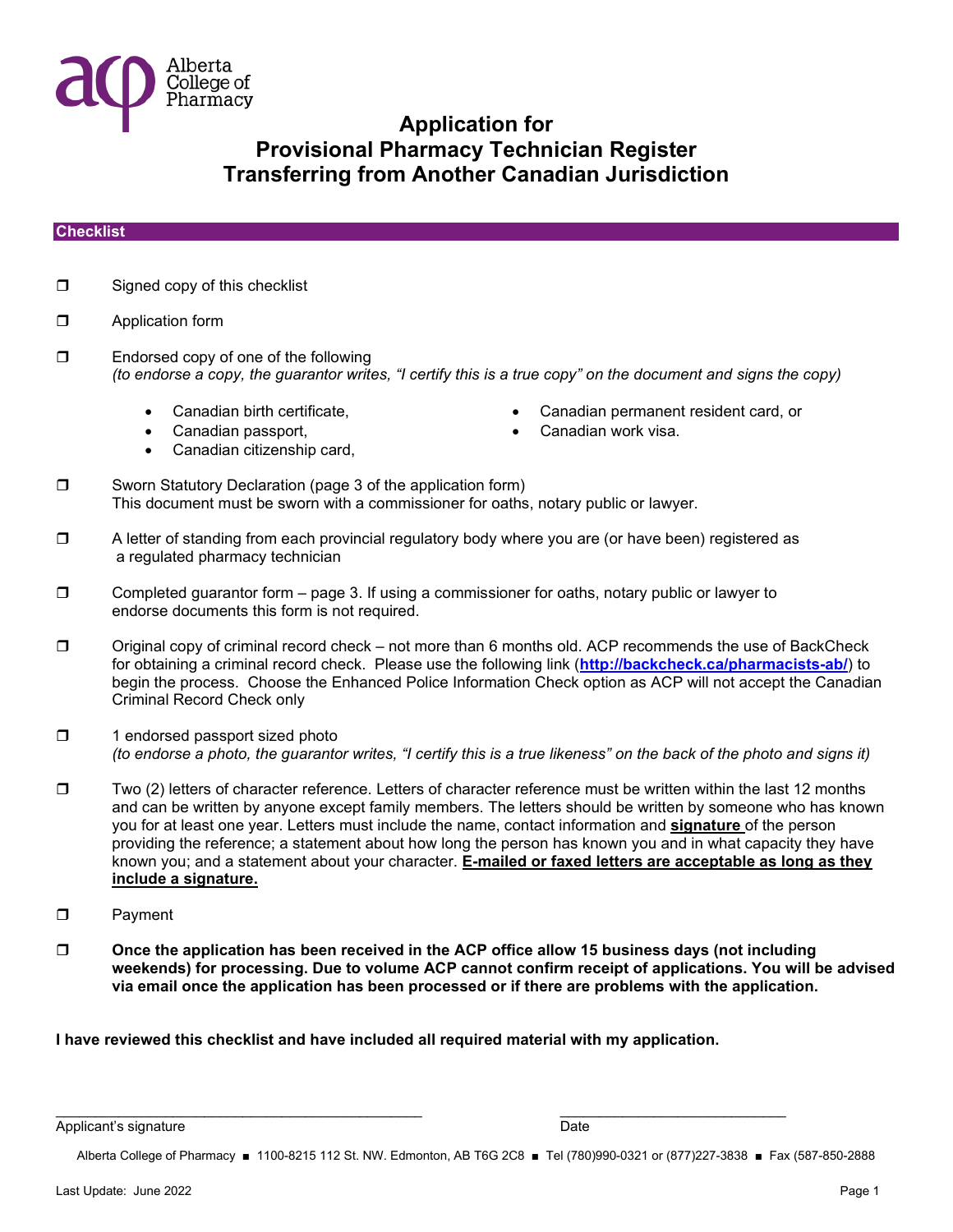Alberta College of Pharmacy

# Application for Provisional Pharmacy Technician Register Transferring from Another Canadian Jurisdiction

## Checklist

- ❒ Signed copy of this checklist
- ❒ Application form
- ❒ Endorsed copy of one of the following
  *(to endorse a copy, the guarantor writes, "I certify this is a true copy" on the document and signs the copy)*
  - Canadian birth certificate,
  - Canadian passport,
  - Canadian citizenship card,
  - Canadian permanent resident card, or
  - Canadian work visa.
- ❒ Sworn Statutory Declaration (page 3 of the application form)
  This document must be sworn with a commissioner for oaths, notary public or lawyer.
- ❒ A letter of standing from each provincial regulatory body where you are (or have been) registered as a regulated pharmacy technician
- ❒ Completed guarantor form – page 3. If using a commissioner for oaths, notary public or lawyer to endorse documents this form is not required.
- ❒ Original copy of criminal record check – not more than 6 months old. ACP recommends the use of BackCheck for obtaining a criminal record check. Please use the following link (**http://backcheck.ca/pharmacists-ab/**) to begin the process. Choose the Enhanced Police Information Check option as ACP will not accept the Canadian Criminal Record Check only
- ❒ 1 endorsed passport sized photo
  *(to endorse a photo, the guarantor writes, "I certify this is a true likeness" on the back of the photo and signs it)*
- ❒ Two (2) letters of character reference. Letters of character reference must be written within the last 12 months and can be written by anyone except family members. The letters should be written by someone who has known you for at least one year. Letters must include the name, contact information and **signature** of the person providing the reference; a statement about how long the person has known you and in what capacity they have known you; and a statement about your character. **E-mailed or faxed letters are acceptable as long as they include a signature.**
- ❒ Payment
- ❒ **Once the application has been received in the ACP office allow 15 business days (not including weekends) for processing. Due to volume ACP cannot confirm receipt of applications. You will be advised via email once the application has been processed or if there are problems with the application.**

**I have reviewed this checklist and have included all required material with my application.**

_______________________________________ Applicant's signature

__________________________ Date

Alberta College of Pharmacy ■ 1100-8215 112 St. NW. Edmonton, AB T6G 2C8 ■ Tel (780)990-0321 or (877)227-3838 ■ Fax (587-850-2888

Last Update: June 2022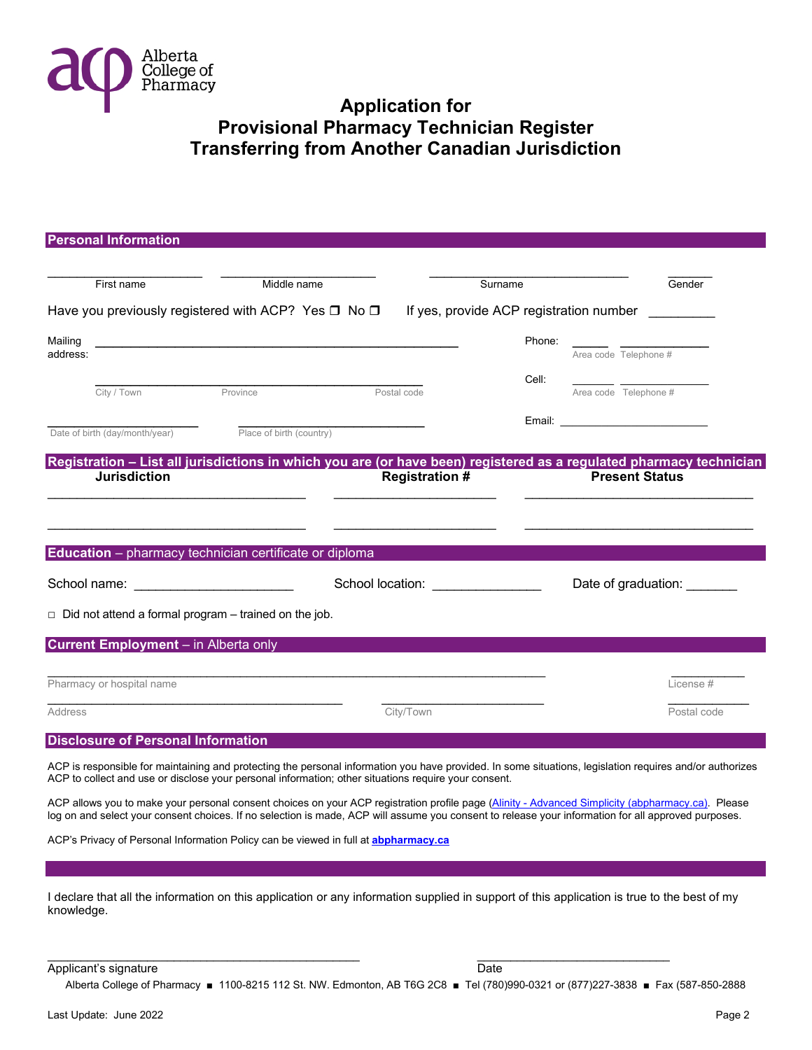Alberta College of Pharmacy

# Application for Provisional Pharmacy Technician Register Transferring from Another Canadian Jurisdiction

## Personal Information

First name ______________________ Middle name ______________________ Surname ____________________________ Gender _______

Have you previously registered with ACP? Yes ❒ No ❒ If yes, provide ACP registration number _________

Mailing address: ____________________________________________________

City / Town ____________ Province ____________ Postal code ____________

Phone: Area code _____ Telephone # ____________

Cell: Area code _____ Telephone # ____________

Email: ________________________

Date of birth (day/month/year) ____________________ Place of birth (country) ____________________

## Registration – List all jurisdictions in which you are (or have been) registered as a regulated pharmacy technician

| Jurisdiction | Registration # | Present Status |
|---|---|---|
| | | |
| | | |

## Education – pharmacy technician certificate or diploma

School name: ______________________ School location: _______________ Date of graduation: _______

□ Did not attend a formal program – trained on the job.

## Current Employment – in Alberta only

Pharmacy or hospital name ______________________________________ License # __________

Address ______________________________ City/Town ______________________ Postal code ___________

## Disclosure of Personal Information

ACP is responsible for maintaining and protecting the personal information you have provided. In some situations, legislation requires and/or authorizes ACP to collect and use or disclose your personal information; other situations require your consent.

ACP allows you to make your personal consent choices on your ACP registration profile page (Alinity - Advanced Simplicity (abpharmacy.ca)). Please log on and select your consent choices. If no selection is made, ACP will assume you consent to release your information for all approved purposes.

ACP's Privacy of Personal Information Policy can be viewed in full at **abpharmacy.ca**

I declare that all the information on this application or any information supplied in support of this application is true to the best of my knowledge.

Applicant's signature ______________________________ Date ______________________

Alberta College of Pharmacy ■ 1100-8215 112 St. NW. Edmonton, AB T6G 2C8 ■ Tel (780)990-0321 or (877)227-3838 ■ Fax (587-850-2888

Last Update: June 2022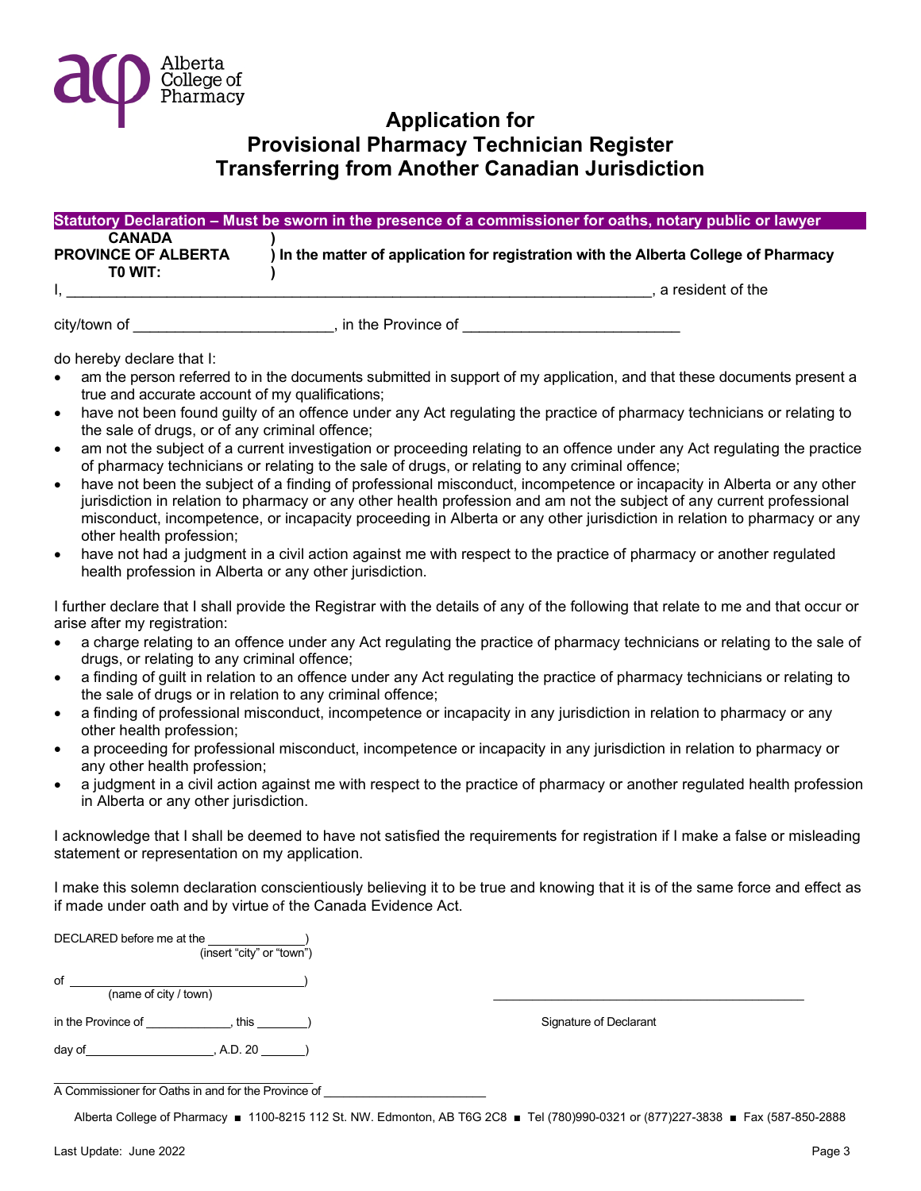# Application for Provisional Pharmacy Technician Register Transferring from Another Canadian Jurisdiction

**Statutory Declaration – Must be sworn in the presence of a commissioner for oaths, notary public or lawyer**

**CANADA** )
**PROVINCE OF ALBERTA** ) **In the matter of application for registration with the Alberta College of Pharmacy**
**T0 WIT:** )

I, ______________________________________________________________________, a resident of the

city/town of _______________________, in the Province of _________________________

do hereby declare that I:

- am the person referred to in the documents submitted in support of my application, and that these documents present a true and accurate account of my qualifications;
- have not been found guilty of an offence under any Act regulating the practice of pharmacy technicians or relating to the sale of drugs, or of any criminal offence;
- am not the subject of a current investigation or proceeding relating to an offence under any Act regulating the practice of pharmacy technicians or relating to the sale of drugs, or relating to any criminal offence;
- have not been the subject of a finding of professional misconduct, incompetence or incapacity in Alberta or any other jurisdiction in relation to pharmacy or any other health profession and am not the subject of any current professional misconduct, incompetence, or incapacity proceeding in Alberta or any other jurisdiction in relation to pharmacy or any other health profession;
- have not had a judgment in a civil action against me with respect to the practice of pharmacy or another regulated health profession in Alberta or any other jurisdiction.

I further declare that I shall provide the Registrar with the details of any of the following that relate to me and that occur or arise after my registration:

- a charge relating to an offence under any Act regulating the practice of pharmacy technicians or relating to the sale of drugs, or relating to any criminal offence;
- a finding of guilt in relation to an offence under any Act regulating the practice of pharmacy technicians or relating to the sale of drugs or in relation to any criminal offence;
- a finding of professional misconduct, incompetence or incapacity in any jurisdiction in relation to pharmacy or any other health profession;
- a proceeding for professional misconduct, incompetence or incapacity in any jurisdiction in relation to pharmacy or any other health profession;
- a judgment in a civil action against me with respect to the practice of pharmacy or another regulated health profession in Alberta or any other jurisdiction.

I acknowledge that I shall be deemed to have not satisfied the requirements for registration if I make a false or misleading statement or representation on my application.

I make this solemn declaration conscientiously believing it to be true and knowing that it is of the same force and effect as if made under oath and by virtue of the Canada Evidence Act.

DECLARED before me at the ______________)
(insert "city" or "town")

of ________________________________)
(name of city / town)

in the Province of ____________, this _______)

day of__________________, A.D. 20 ______)

_____________________________________
Signature of Declarant

_____________________________________
A Commissioner for Oaths in and for the Province of ______________________

Alberta College of Pharmacy ■ 1100-8215 112 St. NW. Edmonton, AB T6G 2C8 ■ Tel (780)990-0321 or (877)227-3838 ■ Fax (587-850-2888

Last Update: June 2022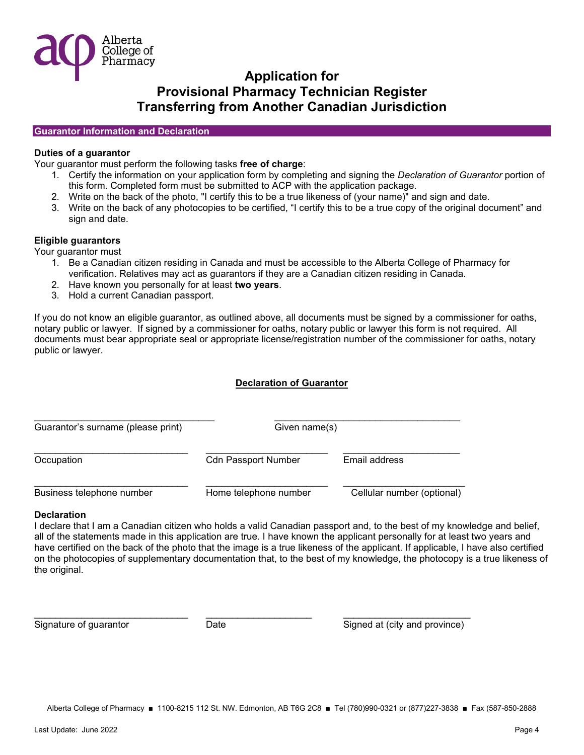Alberta College of Pharmacy

# Application for Provisional Pharmacy Technician Register Transferring from Another Canadian Jurisdiction

## Guarantor Information and Declaration

**Duties of a guarantor**

Your guarantor must perform the following tasks **free of charge**:

1. Certify the information on your application form by completing and signing the *Declaration of Guarantor* portion of this form. Completed form must be submitted to ACP with the application package.
2. Write on the back of the photo, "I certify this to be a true likeness of (your name)" and sign and date.
3. Write on the back of any photocopies to be certified, "I certify this to be a true copy of the original document" and sign and date.

**Eligible guarantors**

Your guarantor must

1. Be a Canadian citizen residing in Canada and must be accessible to the Alberta College of Pharmacy for verification. Relatives may act as guarantors if they are a Canadian citizen residing in Canada.
2. Have known you personally for at least **two years**.
3. Hold a current Canadian passport.

If you do not know an eligible guarantor, as outlined above, all documents must be signed by a commissioner for oaths, notary public or lawyer. If signed by a commissioner for oaths, notary public or lawyer this form is not required. All documents must bear appropriate seal or appropriate license/registration number of the commissioner for oaths, notary public or lawyer.

**Declaration of Guarantor**

| | |
|---|---|
| Guarantor's surname (please print) | Given name(s) |

| | | |
|---|---|---|
| Occupation | Cdn Passport Number | Email address |
| Business telephone number | Home telephone number | Cellular number (optional) |

**Declaration**

I declare that I am a Canadian citizen who holds a valid Canadian passport and, to the best of my knowledge and belief, all of the statements made in this application are true. I have known the applicant personally for at least two years and have certified on the back of the photo that the image is a true likeness of the applicant. If applicable, I have also certified on the photocopies of supplementary documentation that, to the best of my knowledge, the photocopy is a true likeness of the original.

| | | |
|---|---|---|
| Signature of guarantor | Date | Signed at (city and province) |

Alberta College of Pharmacy ■ 1100-8215 112 St. NW. Edmonton, AB T6G 2C8 ■ Tel (780)990-0321 or (877)227-3838 ■ Fax (587-850-2888

Last Update: June 2022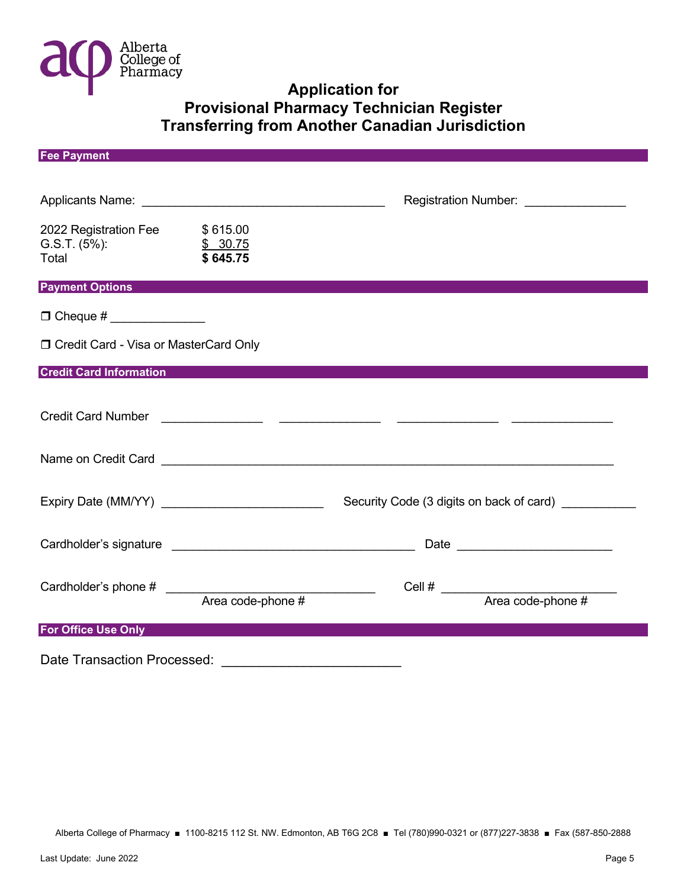Alberta College of Pharmacy

# Application for Provisional Pharmacy Technician Register Transferring from Another Canadian Jurisdiction

## Fee Payment

Applicants Name: ___________________________________ Registration Number: ______________

| | |
|---|---|
| 2022 Registration Fee | $ 615.00 |
| G.S.T. (5%): | $ 30.75 |
| Total | **$ 645.75** |

## Payment Options

❐ Cheque # _____________

❐ Credit Card - Visa or MasterCard Only

## Credit Card Information

Credit Card Number ______________ ______________ ______________ ______________

Name on Credit Card _______________________________________________________________

Expiry Date (MM/YY) _______________________ Security Code (3 digits on back of card) __________

Cardholder's signature ___________________________________ Date ______________________

Cardholder's phone # ______________________________ Cell # _________________________

Area code-phone # Area code-phone #

## For Office Use Only

Date Transaction Processed: _______________________

Alberta College of Pharmacy ■ 1100-8215 112 St. NW. Edmonton, AB T6G 2C8 ■ Tel (780)990-0321 or (877)227-3838 ■ Fax (587-850-2888

Last Update: June 2022